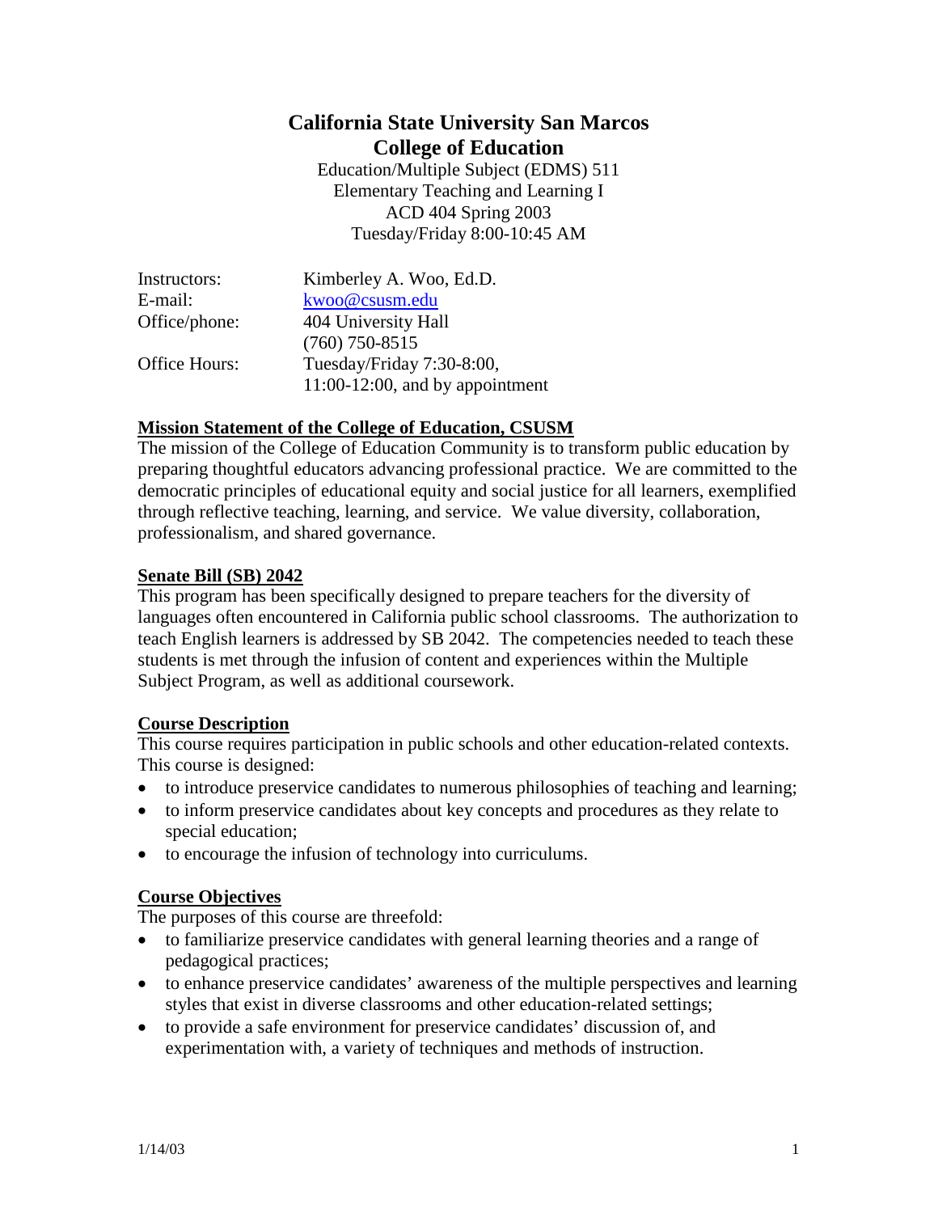# California State University San Marcos
# College of Education

Education/Multiple Subject (EDMS) 511
Elementary Teaching and Learning I
ACD 404 Spring 2003
Tuesday/Friday 8:00-10:45 AM

| | |
|---|---|
| Instructors: | Kimberley A. Woo, Ed.D. |
| E-mail: | kwoo@csusm.edu |
| Office/phone: | 404 University Hall<br>(760) 750-8515 |
| Office Hours: | Tuesday/Friday 7:30-8:00,<br>11:00-12:00, and by appointment |

## Mission Statement of the College of Education, CSUSM

The mission of the College of Education Community is to transform public education by preparing thoughtful educators advancing professional practice. We are committed to the democratic principles of educational equity and social justice for all learners, exemplified through reflective teaching, learning, and service. We value diversity, collaboration, professionalism, and shared governance.

## Senate Bill (SB) 2042

This program has been specifically designed to prepare teachers for the diversity of languages often encountered in California public school classrooms. The authorization to teach English learners is addressed by SB 2042. The competencies needed to teach these students is met through the infusion of content and experiences within the Multiple Subject Program, as well as additional coursework.

## Course Description

This course requires participation in public schools and other education-related contexts. This course is designed:

- to introduce preservice candidates to numerous philosophies of teaching and learning;
- to inform preservice candidates about key concepts and procedures as they relate to special education;
- to encourage the infusion of technology into curriculums.

## Course Objectives

The purposes of this course are threefold:

- to familiarize preservice candidates with general learning theories and a range of pedagogical practices;
- to enhance preservice candidates' awareness of the multiple perspectives and learning styles that exist in diverse classrooms and other education-related settings;
- to provide a safe environment for preservice candidates' discussion of, and experimentation with, a variety of techniques and methods of instruction.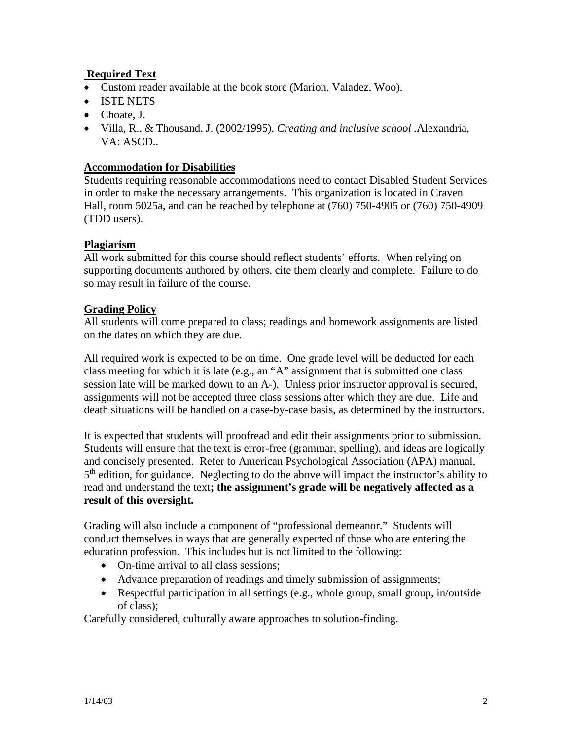## Required Text

- Custom reader available at the book store (Marion, Valadez, Woo).
- ISTE NETS
- Choate, J.
- Villa, R., & Thousand, J. (2002/1995). *Creating and inclusive school* .Alexandria, VA: ASCD..

## Accommodation for Disabilities

Students requiring reasonable accommodations need to contact Disabled Student Services in order to make the necessary arrangements. This organization is located in Craven Hall, room 5025a, and can be reached by telephone at (760) 750-4905 or (760) 750-4909 (TDD users).

## Plagiarism

All work submitted for this course should reflect students' efforts. When relying on supporting documents authored by others, cite them clearly and complete. Failure to do so may result in failure of the course.

## Grading Policy

All students will come prepared to class; readings and homework assignments are listed on the dates on which they are due.

All required work is expected to be on time. One grade level will be deducted for each class meeting for which it is late (e.g., an "A" assignment that is submitted one class session late will be marked down to an A-). Unless prior instructor approval is secured, assignments will not be accepted three class sessions after which they are due. Life and death situations will be handled on a case-by-case basis, as determined by the instructors.

It is expected that students will proofread and edit their assignments prior to submission. Students will ensure that the text is error-free (grammar, spelling), and ideas are logically and concisely presented. Refer to American Psychological Association (APA) manual, 5th edition, for guidance. Neglecting to do the above will impact the instructor's ability to read and understand the text**; the assignment's grade will be negatively affected as a result of this oversight.**

Grading will also include a component of "professional demeanor." Students will conduct themselves in ways that are generally expected of those who are entering the education profession. This includes but is not limited to the following:

- On-time arrival to all class sessions;
- Advance preparation of readings and timely submission of assignments;
- Respectful participation in all settings (e.g., whole group, small group, in/outside of class);

Carefully considered, culturally aware approaches to solution-finding.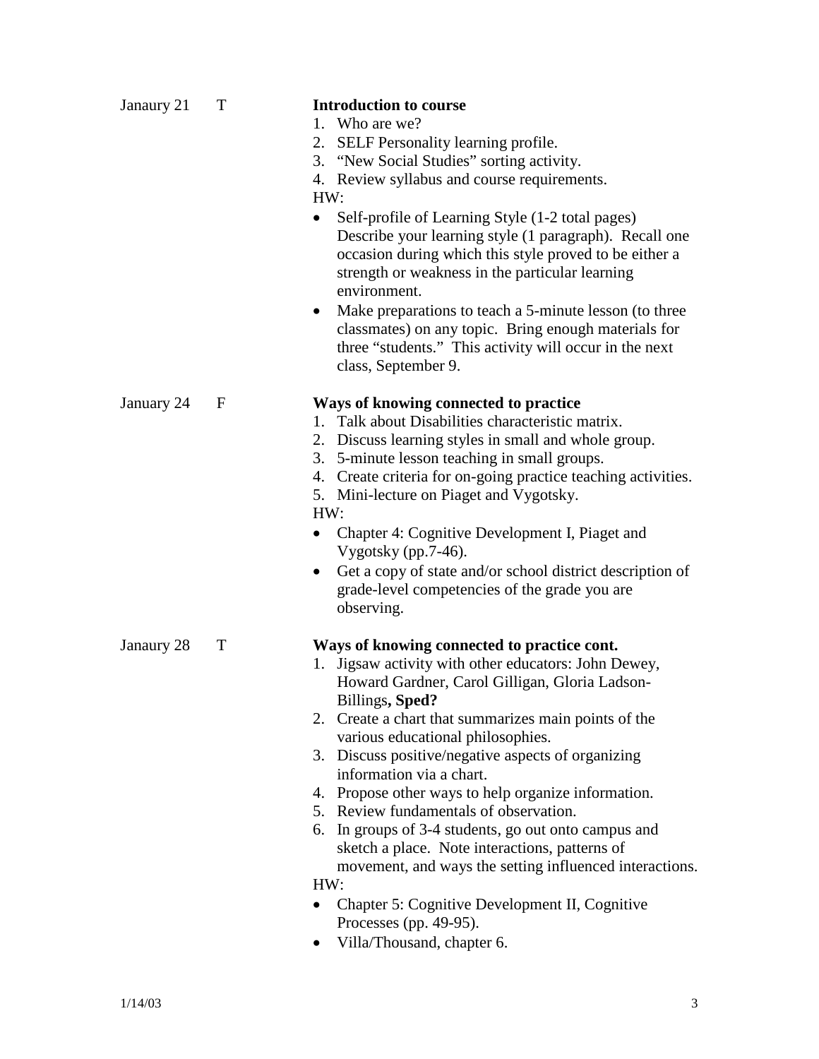Janaury 21 T

**Introduction to course**

1. Who are we?
2. SELF Personality learning profile.
3. "New Social Studies" sorting activity.
4. Review syllabus and course requirements.

HW:

- Self-profile of Learning Style (1-2 total pages) Describe your learning style (1 paragraph). Recall one occasion during which this style proved to be either a strength or weakness in the particular learning environment.
- Make preparations to teach a 5-minute lesson (to three classmates) on any topic. Bring enough materials for three "students." This activity will occur in the next class, September 9.

January 24 F

**Ways of knowing connected to practice**

1. Talk about Disabilities characteristic matrix.
2. Discuss learning styles in small and whole group.
3. 5-minute lesson teaching in small groups.
4. Create criteria for on-going practice teaching activities.
5. Mini-lecture on Piaget and Vygotsky.

HW:

- Chapter 4: Cognitive Development I, Piaget and Vygotsky (pp.7-46).
- Get a copy of state and/or school district description of grade-level competencies of the grade you are observing.

Janaury 28 T

**Ways of knowing connected to practice cont.**

1. Jigsaw activity with other educators: John Dewey, Howard Gardner, Carol Gilligan, Gloria Ladson-Billings**, Sped?**
2. Create a chart that summarizes main points of the various educational philosophies.
3. Discuss positive/negative aspects of organizing information via a chart.
4. Propose other ways to help organize information.
5. Review fundamentals of observation.
6. In groups of 3-4 students, go out onto campus and sketch a place. Note interactions, patterns of movement, and ways the setting influenced interactions.

HW:

- Chapter 5: Cognitive Development II, Cognitive Processes (pp. 49-95).
- Villa/Thousand, chapter 6.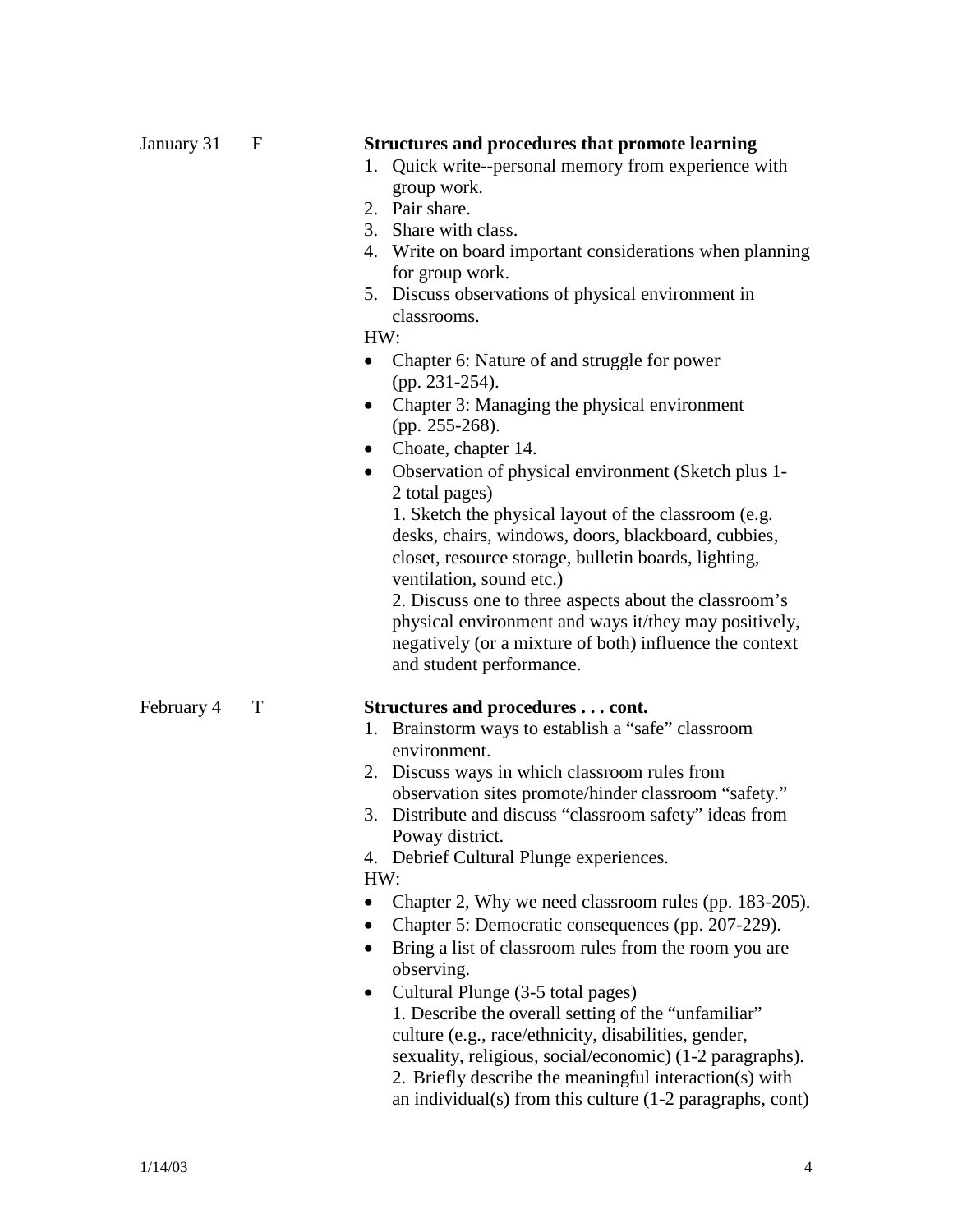January 31 F

**Structures and procedures that promote learning**

1. Quick write--personal memory from experience with group work.
2. Pair share.
3. Share with class.
4. Write on board important considerations when planning for group work.
5. Discuss observations of physical environment in classrooms.

HW:

- Chapter 6: Nature of and struggle for power (pp. 231-254).
- Chapter 3: Managing the physical environment (pp. 255-268).
- Choate, chapter 14.
- Observation of physical environment (Sketch plus 1-2 total pages)
  1. Sketch the physical layout of the classroom (e.g. desks, chairs, windows, doors, blackboard, cubbies, closet, resource storage, bulletin boards, lighting, ventilation, sound etc.)
  2. Discuss one to three aspects about the classroom's physical environment and ways it/they may positively, negatively (or a mixture of both) influence the context and student performance.

February 4 T

**Structures and procedures . . . cont.**

1. Brainstorm ways to establish a "safe" classroom environment.
2. Discuss ways in which classroom rules from observation sites promote/hinder classroom "safety."
3. Distribute and discuss "classroom safety" ideas from Poway district.
4. Debrief Cultural Plunge experiences.

HW:

- Chapter 2, Why we need classroom rules (pp. 183-205).
- Chapter 5: Democratic consequences (pp. 207-229).
- Bring a list of classroom rules from the room you are observing.
- Cultural Plunge (3-5 total pages)
  1. Describe the overall setting of the "unfamiliar" culture (e.g., race/ethnicity, disabilities, gender, sexuality, religious, social/economic) (1-2 paragraphs).
  2. Briefly describe the meaningful interaction(s) with an individual(s) from this culture (1-2 paragraphs, cont)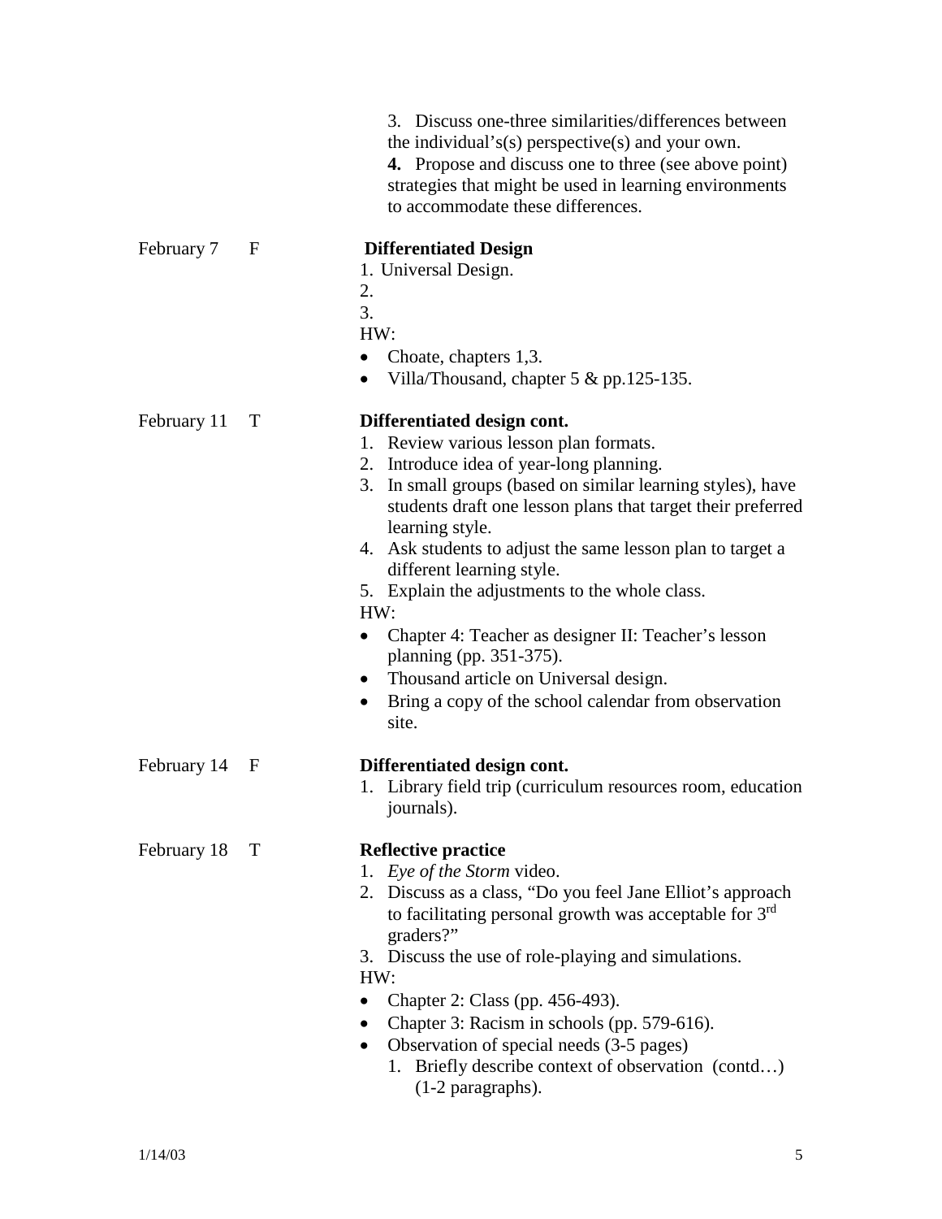3. Discuss one-three similarities/differences between the individual's(s) perspective(s) and your own.

**4.** Propose and discuss one to three (see above point) strategies that might be used in learning environments to accommodate these differences.

February 7 F

**Differentiated Design**

1. Universal Design.
2. 
3. 

HW:

- Choate, chapters 1,3.
- Villa/Thousand, chapter 5 & pp.125-135.

February 11 T

**Differentiated design cont.**

1. Review various lesson plan formats.
2. Introduce idea of year-long planning.
3. In small groups (based on similar learning styles), have students draft one lesson plans that target their preferred learning style.
4. Ask students to adjust the same lesson plan to target a different learning style.
5. Explain the adjustments to the whole class.

HW:

- Chapter 4: Teacher as designer II: Teacher's lesson planning (pp. 351-375).
- Thousand article on Universal design.
- Bring a copy of the school calendar from observation site.

February 14 F

**Differentiated design cont.**

1. Library field trip (curriculum resources room, education journals).

February 18 T

**Reflective practice**

1. *Eye of the Storm* video.
2. Discuss as a class, "Do you feel Jane Elliot's approach to facilitating personal growth was acceptable for 3rd graders?"
3. Discuss the use of role-playing and simulations.

HW:

- Chapter 2: Class (pp. 456-493).
- Chapter 3: Racism in schools (pp. 579-616).
- Observation of special needs (3-5 pages)
  1. Briefly describe context of observation (contd…) (1-2 paragraphs).

1/14/03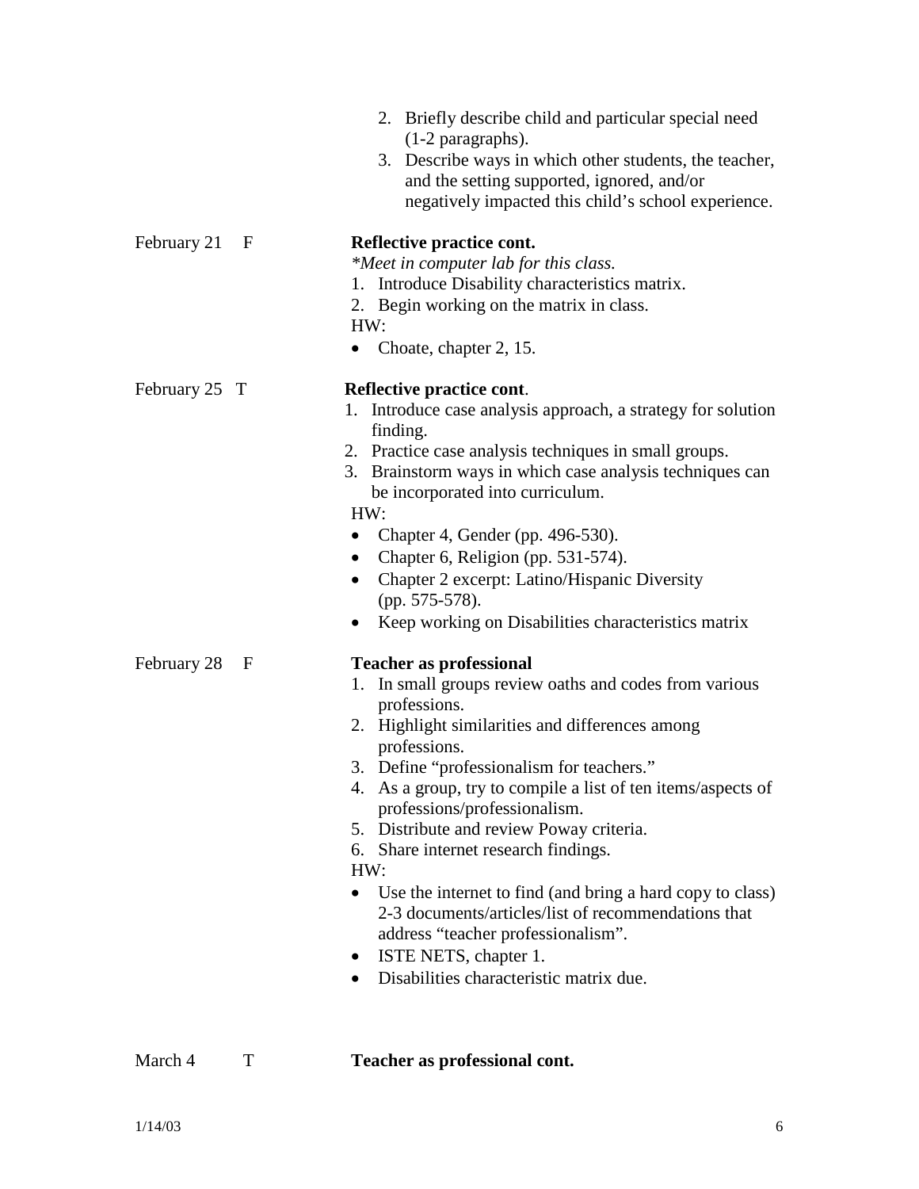2. Briefly describe child and particular special need (1-2 paragraphs).
3. Describe ways in which other students, the teacher, and the setting supported, ignored, and/or negatively impacted this child's school experience.

February 21 F

**Reflective practice cont.**

*\*Meet in computer lab for this class.*

1. Introduce Disability characteristics matrix.
2. Begin working on the matrix in class.

HW:

- Choate, chapter 2, 15.

February 25 T

**Reflective practice cont**.

1. Introduce case analysis approach, a strategy for solution finding.
2. Practice case analysis techniques in small groups.
3. Brainstorm ways in which case analysis techniques can be incorporated into curriculum.

HW:

- Chapter 4, Gender (pp. 496-530).
- Chapter 6, Religion (pp. 531-574).
- Chapter 2 excerpt: Latino/Hispanic Diversity (pp. 575-578).
- Keep working on Disabilities characteristics matrix

February 28 F

**Teacher as professional**

1. In small groups review oaths and codes from various professions.
2. Highlight similarities and differences among professions.
3. Define "professionalism for teachers."
4. As a group, try to compile a list of ten items/aspects of professions/professionalism.
5. Distribute and review Poway criteria.
6. Share internet research findings.

HW:

- Use the internet to find (and bring a hard copy to class) 2-3 documents/articles/list of recommendations that address "teacher professionalism".
- ISTE NETS, chapter 1.
- Disabilities characteristic matrix due.

March 4 T

**Teacher as professional cont.**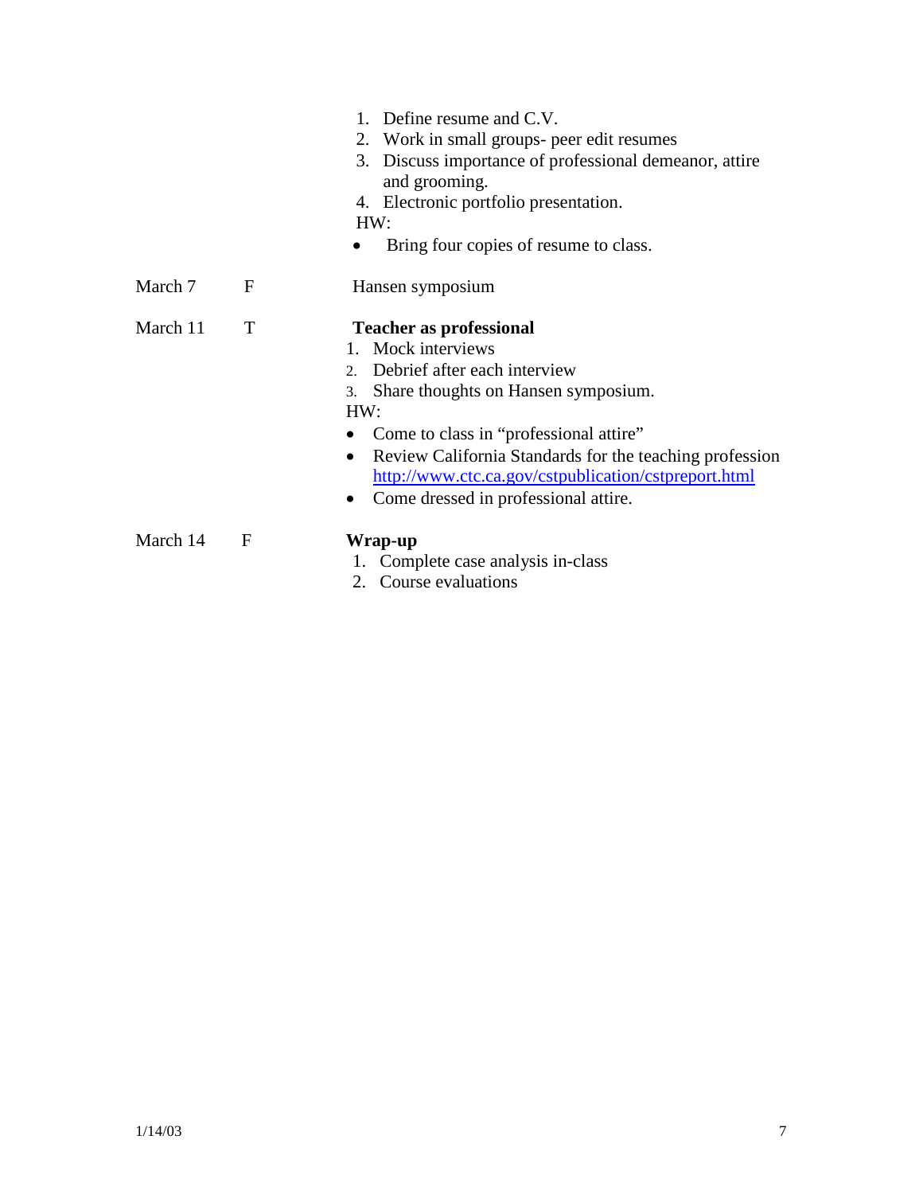1. Define resume and C.V.
2. Work in small groups- peer edit resumes
3. Discuss importance of professional demeanor, attire and grooming.
4. Electronic portfolio presentation.

HW:

- Bring four copies of resume to class.

| | | |
|---|---|---|
| March 7 | F | Hansen symposium |
| March 11 | T | **Teacher as professional**<br>1. Mock interviews<br>2. Debrief after each interview<br>3. Share thoughts on Hansen symposium.<br>HW:<br>• Come to class in "professional attire"<br>• Review California Standards for the teaching profession http://www.ctc.ca.gov/cstpublication/cstpreport.html<br>• Come dressed in professional attire. |
| March 14 | F | **Wrap-up**<br>1. Complete case analysis in-class<br>2. Course evaluations |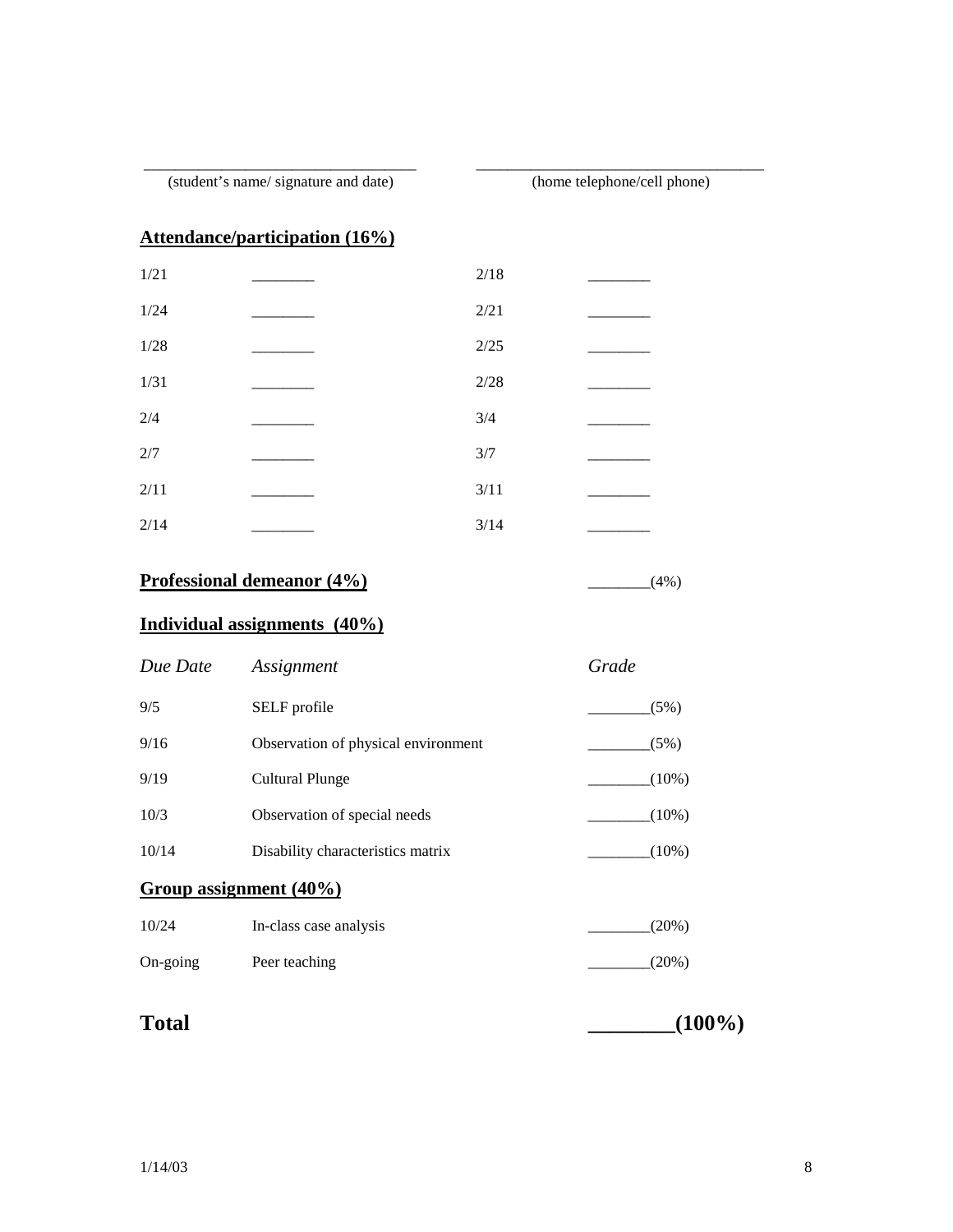\_\_\_\_\_\_\_\_\_\_\_\_\_\_\_\_\_\_\_\_\_\_\_\_\_\_\_\_\_\_\_\_\_\_ (student's name/ signature and date)

\_\_\_\_\_\_\_\_\_\_\_\_\_\_\_\_\_\_\_\_\_\_\_\_\_\_\_\_\_\_\_\_\_\_ (home telephone/cell phone)

**Attendance/participation (16%)**

| | | | |
|---|---|---|---|
| 1/21 | ________ | 2/18 | ________ |
| 1/24 | ________ | 2/21 | ________ |
| 1/28 | ________ | 2/25 | ________ |
| 1/31 | ________ | 2/28 | ________ |
| 2/4 | ________ | 3/4 | ________ |
| 2/7 | ________ | 3/7 | ________ |
| 2/11 | ________ | 3/11 | ________ |
| 2/14 | ________ | 3/14 | ________ |

**Professional demeanor (4%)** ________(4%)

**Individual assignments (40%)**

| *Due Date* | *Assignment* | *Grade* |
|---|---|---|
| 9/5 | SELF profile | ________(5%) |
| 9/16 | Observation of physical environment | ________(5%) |
| 9/19 | Cultural Plunge | ________(10%) |
| 10/3 | Observation of special needs | ________(10%) |
| 10/14 | Disability characteristics matrix | ________(10%) |

**Group assignment (40%)**

| | | |
|---|---|---|
| 10/24 | In-class case analysis | ________(20%) |
| On-going | Peer teaching | ________(20%) |

**Total** **________(100%)**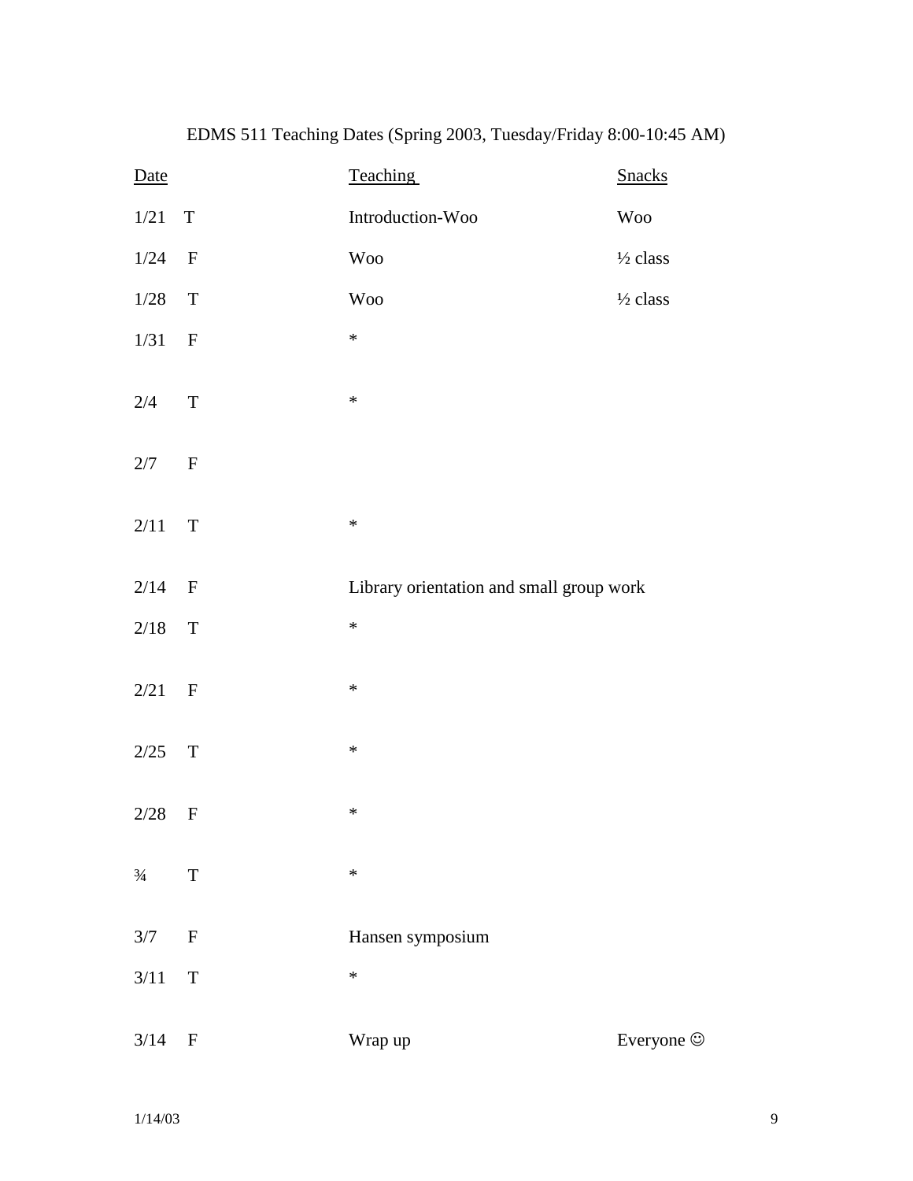EDMS 511 Teaching Dates (Spring 2003, Tuesday/Friday 8:00-10:45 AM)

| Date | | Teaching | Snacks |
|---|---|---|---|
| 1/21 | T | Introduction-Woo | Woo |
| 1/24 | F | Woo | ½ class |
| 1/28 | T | Woo | ½ class |
| 1/31 | F | * | |
| 2/4 | T | * | |
| 2/7 | F | | |
| 2/11 | T | * | |
| 2/14 | F | Library orientation and small group work | |
| 2/18 | T | * | |
| 2/21 | F | * | |
| 2/25 | T | * | |
| 2/28 | F | * | |
| ¾ | T | * | |
| 3/7 | F | Hansen symposium | |
| 3/11 | T | * | |
| 3/14 | F | Wrap up | Everyone ☺ |

1/14/03